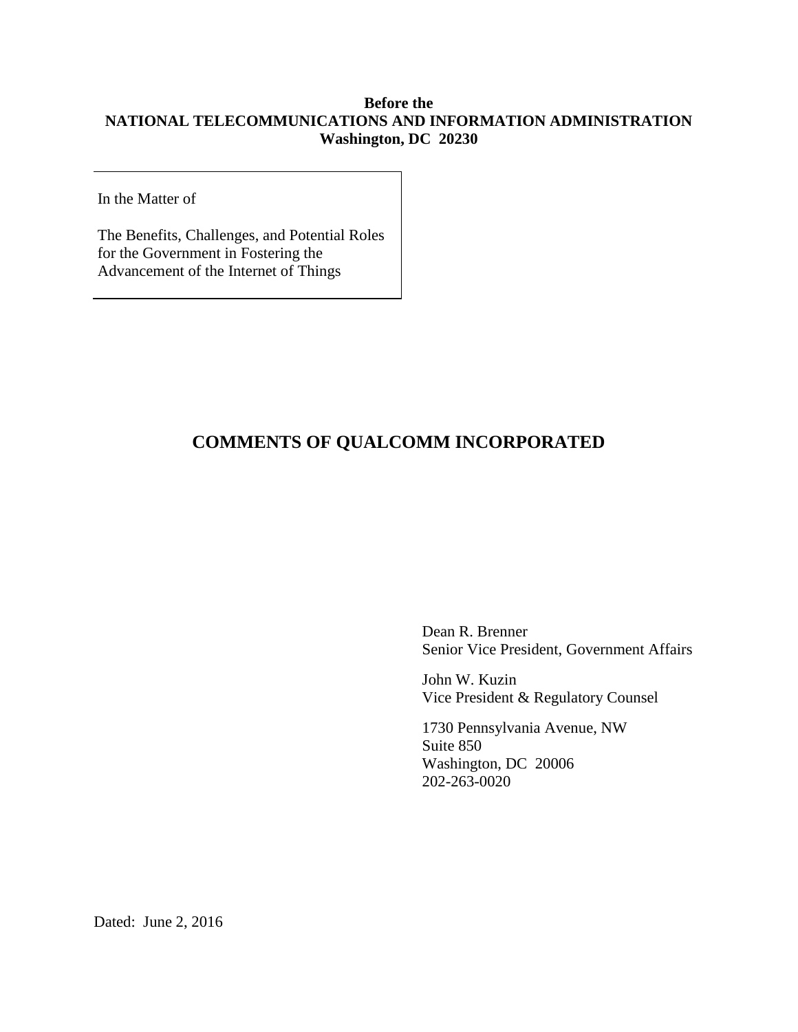**Before the**
**NATIONAL TELECOMMUNICATIONS AND INFORMATION ADMINISTRATION**
**Washington, DC 20230**

In the Matter of

The Benefits, Challenges, and Potential Roles for the Government in Fostering the Advancement of the Internet of Things

# COMMENTS OF QUALCOMM INCORPORATED

Dean R. Brenner
Senior Vice President, Government Affairs

John W. Kuzin
Vice President & Regulatory Counsel

1730 Pennsylvania Avenue, NW
Suite 850
Washington, DC 20006
202-263-0020

Dated: June 2, 2016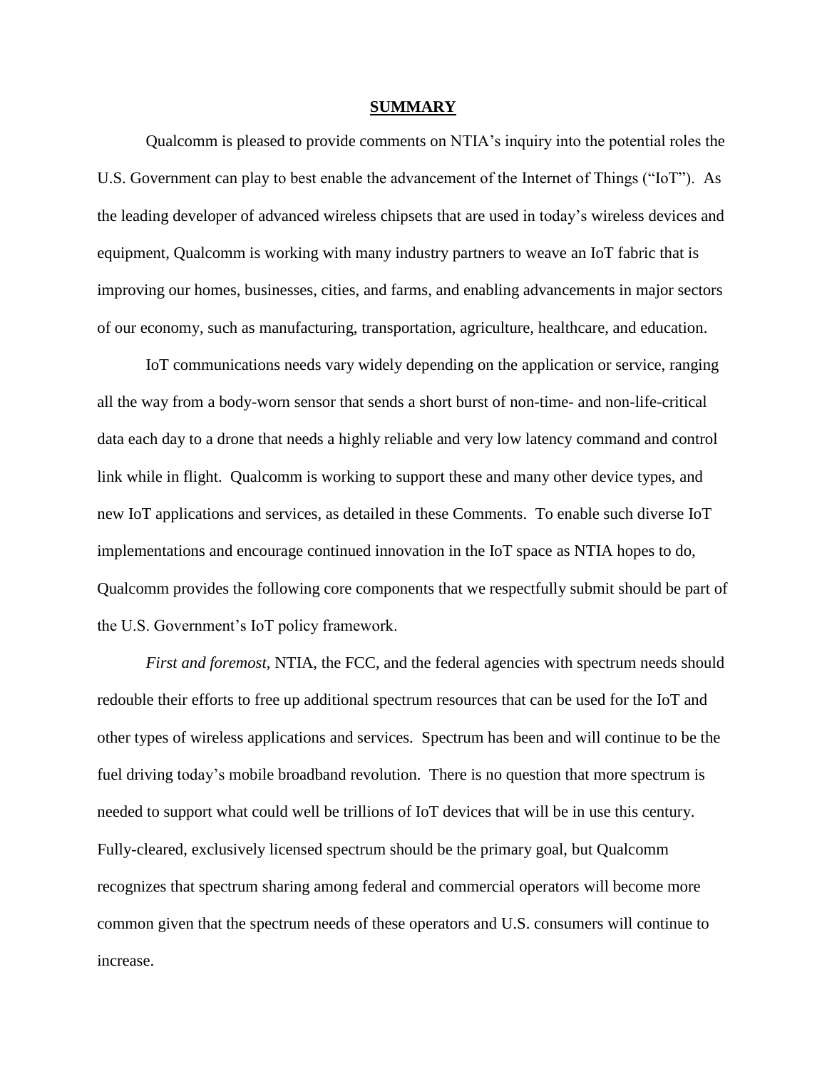## **SUMMARY**

Qualcomm is pleased to provide comments on NTIA's inquiry into the potential roles the U.S. Government can play to best enable the advancement of the Internet of Things ("IoT"). As the leading developer of advanced wireless chipsets that are used in today's wireless devices and equipment, Qualcomm is working with many industry partners to weave an IoT fabric that is improving our homes, businesses, cities, and farms, and enabling advancements in major sectors of our economy, such as manufacturing, transportation, agriculture, healthcare, and education.

IoT communications needs vary widely depending on the application or service, ranging all the way from a body-worn sensor that sends a short burst of non-time- and non-life-critical data each day to a drone that needs a highly reliable and very low latency command and control link while in flight. Qualcomm is working to support these and many other device types, and new IoT applications and services, as detailed in these Comments. To enable such diverse IoT implementations and encourage continued innovation in the IoT space as NTIA hopes to do, Qualcomm provides the following core components that we respectfully submit should be part of the U.S. Government's IoT policy framework.

*First and foremost*, NTIA, the FCC, and the federal agencies with spectrum needs should redouble their efforts to free up additional spectrum resources that can be used for the IoT and other types of wireless applications and services. Spectrum has been and will continue to be the fuel driving today's mobile broadband revolution. There is no question that more spectrum is needed to support what could well be trillions of IoT devices that will be in use this century. Fully-cleared, exclusively licensed spectrum should be the primary goal, but Qualcomm recognizes that spectrum sharing among federal and commercial operators will become more common given that the spectrum needs of these operators and U.S. consumers will continue to increase.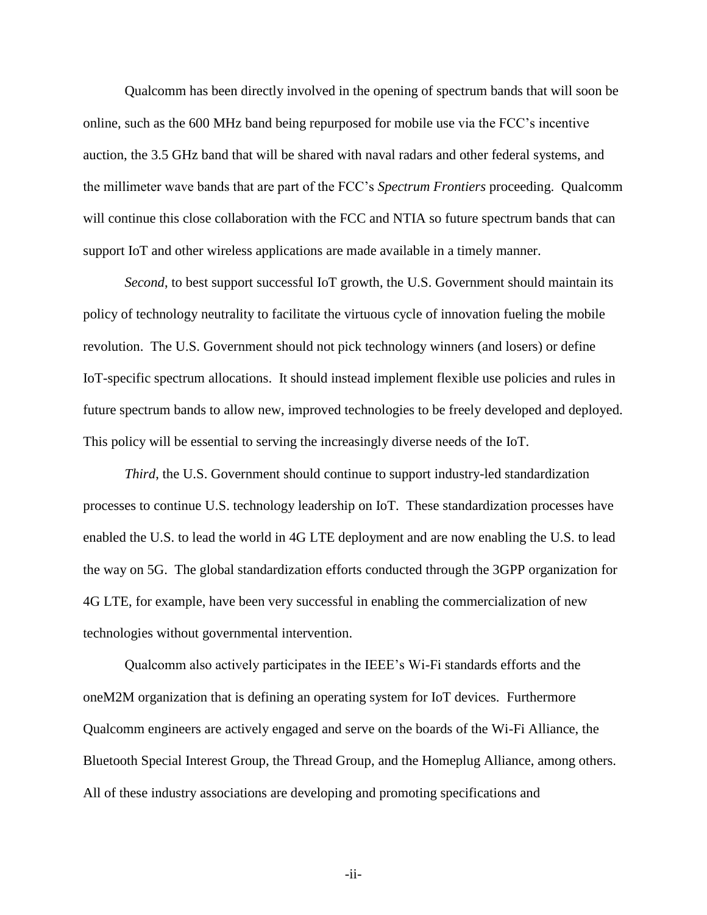Qualcomm has been directly involved in the opening of spectrum bands that will soon be online, such as the 600 MHz band being repurposed for mobile use via the FCC's incentive auction, the 3.5 GHz band that will be shared with naval radars and other federal systems, and the millimeter wave bands that are part of the FCC's *Spectrum Frontiers* proceeding. Qualcomm will continue this close collaboration with the FCC and NTIA so future spectrum bands that can support IoT and other wireless applications are made available in a timely manner.

*Second*, to best support successful IoT growth, the U.S. Government should maintain its policy of technology neutrality to facilitate the virtuous cycle of innovation fueling the mobile revolution. The U.S. Government should not pick technology winners (and losers) or define IoT-specific spectrum allocations. It should instead implement flexible use policies and rules in future spectrum bands to allow new, improved technologies to be freely developed and deployed. This policy will be essential to serving the increasingly diverse needs of the IoT.

*Third*, the U.S. Government should continue to support industry-led standardization processes to continue U.S. technology leadership on IoT. These standardization processes have enabled the U.S. to lead the world in 4G LTE deployment and are now enabling the U.S. to lead the way on 5G. The global standardization efforts conducted through the 3GPP organization for 4G LTE, for example, have been very successful in enabling the commercialization of new technologies without governmental intervention.

Qualcomm also actively participates in the IEEE's Wi-Fi standards efforts and the oneM2M organization that is defining an operating system for IoT devices. Furthermore Qualcomm engineers are actively engaged and serve on the boards of the Wi-Fi Alliance, the Bluetooth Special Interest Group, the Thread Group, and the Homeplug Alliance, among others. All of these industry associations are developing and promoting specifications and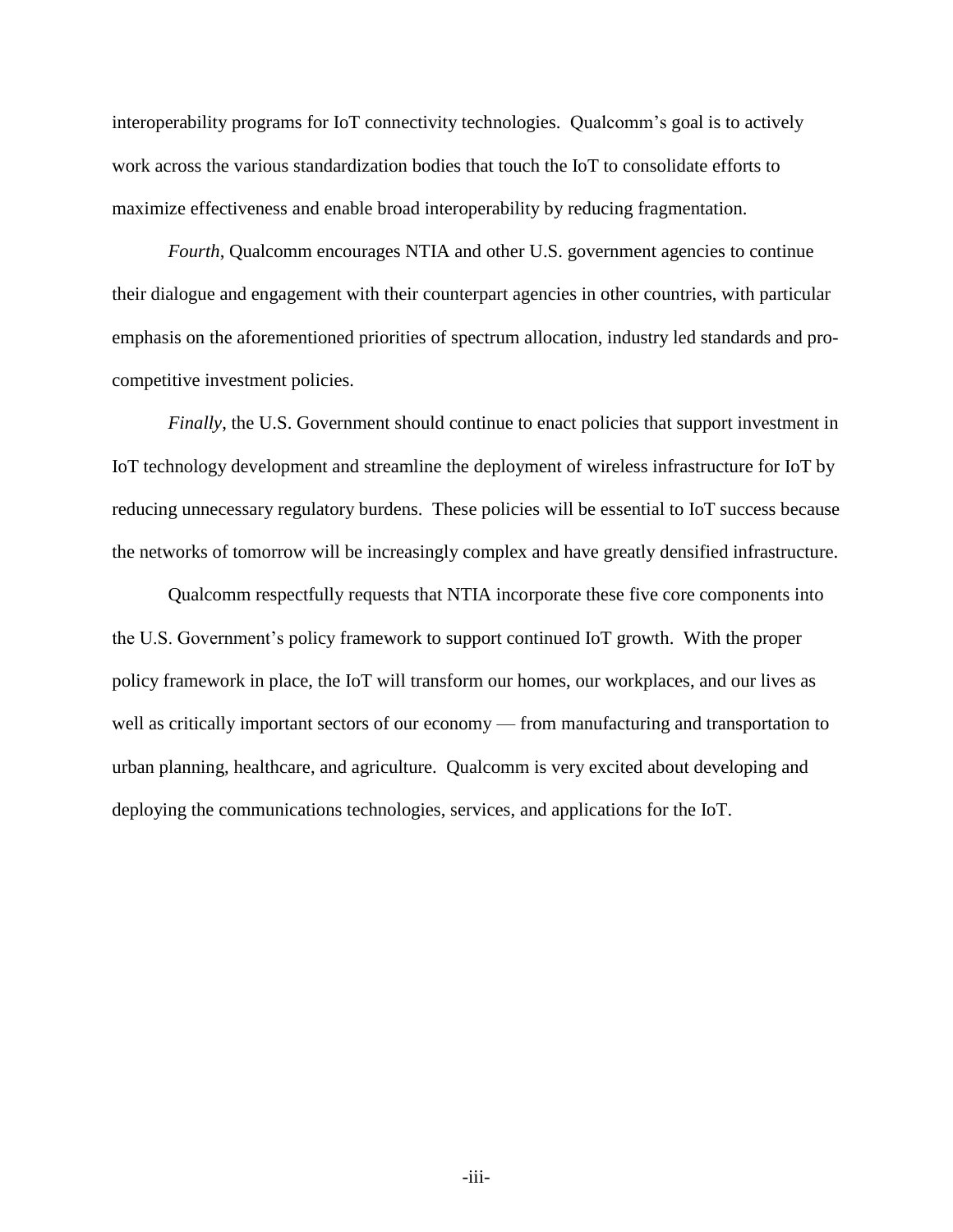interoperability programs for IoT connectivity technologies. Qualcomm's goal is to actively work across the various standardization bodies that touch the IoT to consolidate efforts to maximize effectiveness and enable broad interoperability by reducing fragmentation.

*Fourth*, Qualcomm encourages NTIA and other U.S. government agencies to continue their dialogue and engagement with their counterpart agencies in other countries, with particular emphasis on the aforementioned priorities of spectrum allocation, industry led standards and pro-competitive investment policies.

*Finally*, the U.S. Government should continue to enact policies that support investment in IoT technology development and streamline the deployment of wireless infrastructure for IoT by reducing unnecessary regulatory burdens. These policies will be essential to IoT success because the networks of tomorrow will be increasingly complex and have greatly densified infrastructure.

Qualcomm respectfully requests that NTIA incorporate these five core components into the U.S. Government's policy framework to support continued IoT growth. With the proper policy framework in place, the IoT will transform our homes, our workplaces, and our lives as well as critically important sectors of our economy — from manufacturing and transportation to urban planning, healthcare, and agriculture. Qualcomm is very excited about developing and deploying the communications technologies, services, and applications for the IoT.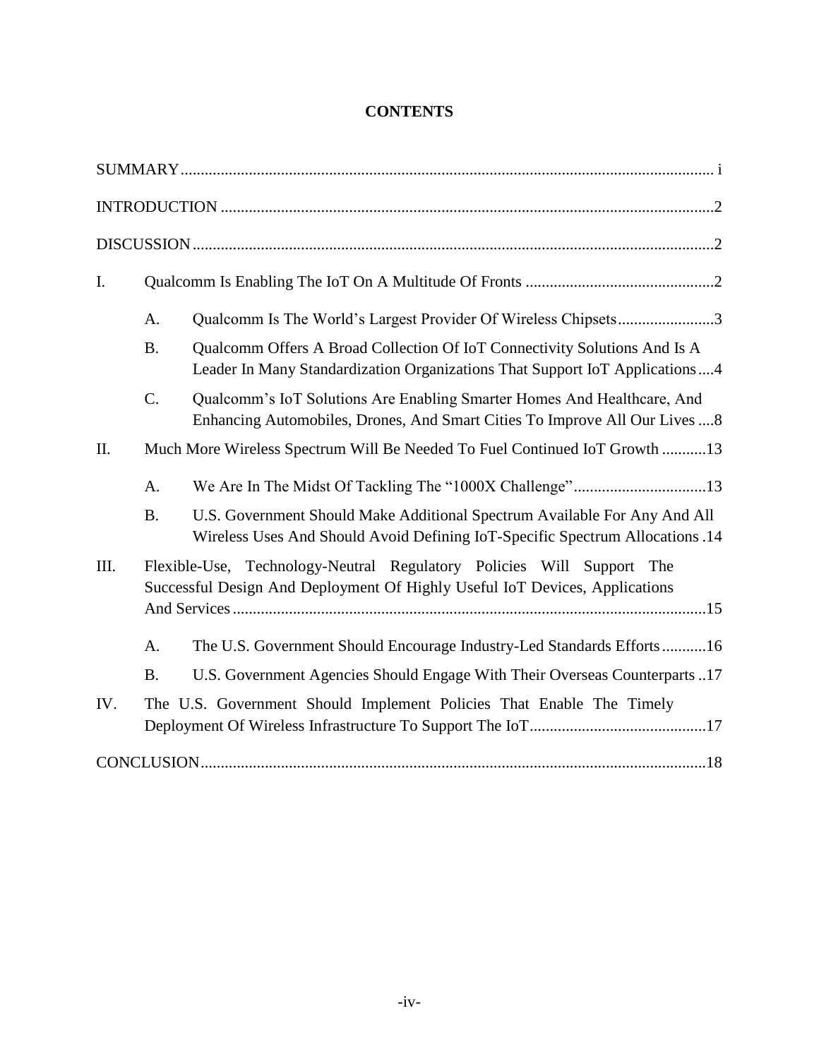# CONTENTS

SUMMARY .......... i

INTRODUCTION .......... 2

DISCUSSION .......... 2

I. Qualcomm Is Enabling The IoT On A Multitude Of Fronts .......... 2

   A. Qualcomm Is The World's Largest Provider Of Wireless Chipsets .......... 3

   B. Qualcomm Offers A Broad Collection Of IoT Connectivity Solutions And Is A Leader In Many Standardization Organizations That Support IoT Applications .......... 4

   C. Qualcomm's IoT Solutions Are Enabling Smarter Homes And Healthcare, And Enhancing Automobiles, Drones, And Smart Cities To Improve All Our Lives .......... 8

II. Much More Wireless Spectrum Will Be Needed To Fuel Continued IoT Growth .......... 13

   A. We Are In The Midst Of Tackling The "1000X Challenge" .......... 13

   B. U.S. Government Should Make Additional Spectrum Available For Any And All Wireless Uses And Should Avoid Defining IoT-Specific Spectrum Allocations .......... 14

III. Flexible-Use, Technology-Neutral Regulatory Policies Will Support The Successful Design And Deployment Of Highly Useful IoT Devices, Applications And Services .......... 15

   A. The U.S. Government Should Encourage Industry-Led Standards Efforts .......... 16

   B. U.S. Government Agencies Should Engage With Their Overseas Counterparts .......... 17

IV. The U.S. Government Should Implement Policies That Enable The Timely Deployment Of Wireless Infrastructure To Support The IoT .......... 17

CONCLUSION .......... 18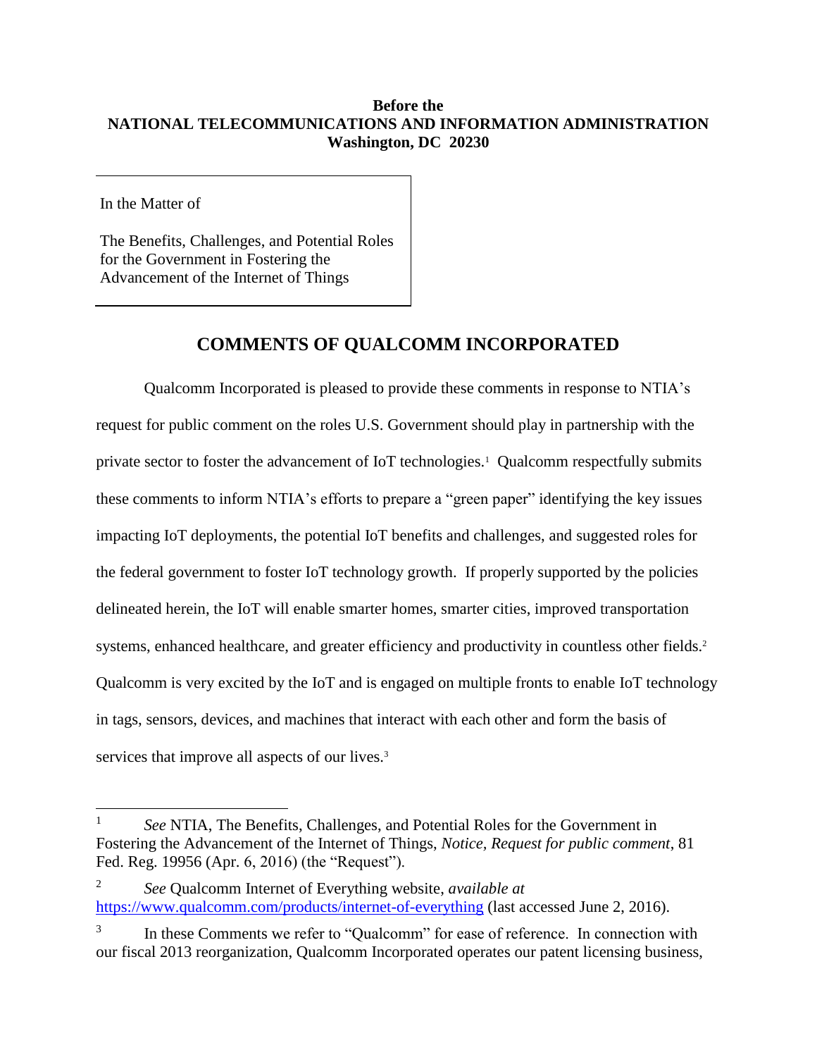**Before the**
**NATIONAL TELECOMMUNICATIONS AND INFORMATION ADMINISTRATION**
**Washington, DC 20230**

| In the Matter of<br><br>The Benefits, Challenges, and Potential Roles for the Government in Fostering the Advancement of the Internet of Things |
|---|

## COMMENTS OF QUALCOMM INCORPORATED

Qualcomm Incorporated is pleased to provide these comments in response to NTIA's request for public comment on the roles U.S. Government should play in partnership with the private sector to foster the advancement of IoT technologies.[1] Qualcomm respectfully submits these comments to inform NTIA's efforts to prepare a "green paper" identifying the key issues impacting IoT deployments, the potential IoT benefits and challenges, and suggested roles for the federal government to foster IoT technology growth. If properly supported by the policies delineated herein, the IoT will enable smarter homes, smarter cities, improved transportation systems, enhanced healthcare, and greater efficiency and productivity in countless other fields.[2] Qualcomm is very excited by the IoT and is engaged on multiple fronts to enable IoT technology in tags, sensors, devices, and machines that interact with each other and form the basis of services that improve all aspects of our lives.[3]

---

[1] *See* NTIA, The Benefits, Challenges, and Potential Roles for the Government in Fostering the Advancement of the Internet of Things, *Notice, Request for public comment*, 81 Fed. Reg. 19956 (Apr. 6, 2016) (the "Request").

[2] *See* Qualcomm Internet of Everything website, *available at* https://www.qualcomm.com/products/internet-of-everything (last accessed June 2, 2016).

[3] In these Comments we refer to "Qualcomm" for ease of reference. In connection with our fiscal 2013 reorganization, Qualcomm Incorporated operates our patent licensing business,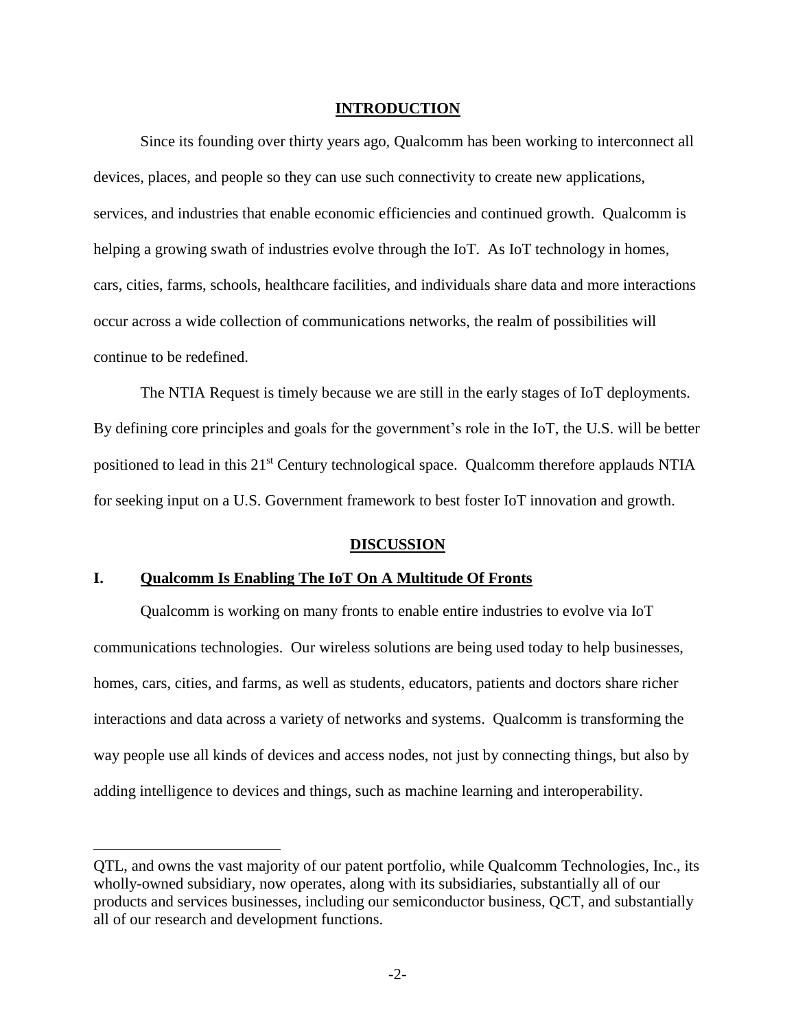## INTRODUCTION

Since its founding over thirty years ago, Qualcomm has been working to interconnect all devices, places, and people so they can use such connectivity to create new applications, services, and industries that enable economic efficiencies and continued growth. Qualcomm is helping a growing swath of industries evolve through the IoT. As IoT technology in homes, cars, cities, farms, schools, healthcare facilities, and individuals share data and more interactions occur across a wide collection of communications networks, the realm of possibilities will continue to be redefined.

The NTIA Request is timely because we are still in the early stages of IoT deployments. By defining core principles and goals for the government's role in the IoT, the U.S. will be better positioned to lead in this 21st Century technological space. Qualcomm therefore applauds NTIA for seeking input on a U.S. Government framework to best foster IoT innovation and growth.

## DISCUSSION

### I. Qualcomm Is Enabling The IoT On A Multitude Of Fronts

Qualcomm is working on many fronts to enable entire industries to evolve via IoT communications technologies. Our wireless solutions are being used today to help businesses, homes, cars, cities, and farms, as well as students, educators, patients and doctors share richer interactions and data across a variety of networks and systems. Qualcomm is transforming the way people use all kinds of devices and access nodes, not just by connecting things, but also by adding intelligence to devices and things, such as machine learning and interoperability.

---

QTL, and owns the vast majority of our patent portfolio, while Qualcomm Technologies, Inc., its wholly-owned subsidiary, now operates, along with its subsidiaries, substantially all of our products and services businesses, including our semiconductor business, QCT, and substantially all of our research and development functions.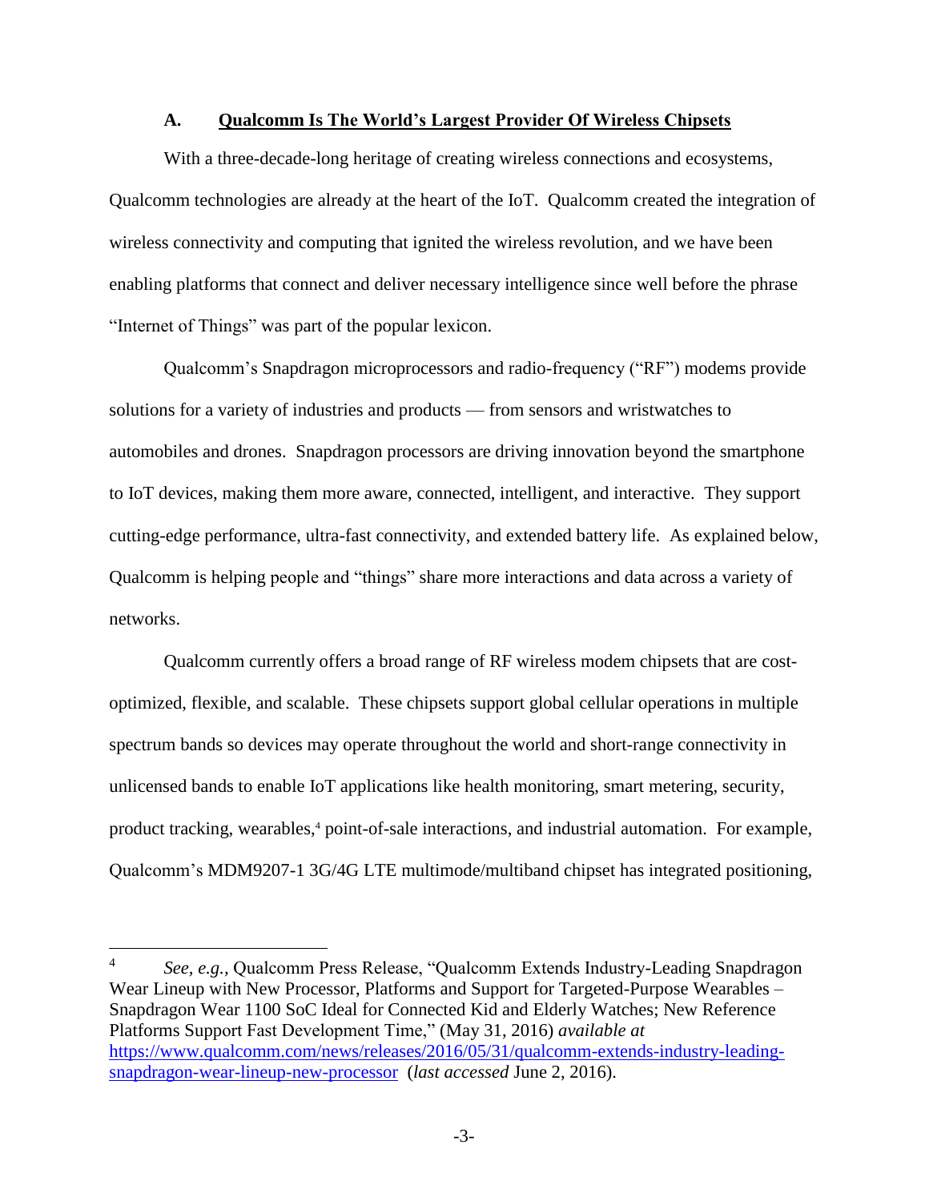### A. <u>Qualcomm Is The World's Largest Provider Of Wireless Chipsets</u>

With a three-decade-long heritage of creating wireless connections and ecosystems, Qualcomm technologies are already at the heart of the IoT. Qualcomm created the integration of wireless connectivity and computing that ignited the wireless revolution, and we have been enabling platforms that connect and deliver necessary intelligence since well before the phrase "Internet of Things" was part of the popular lexicon.

Qualcomm's Snapdragon microprocessors and radio-frequency ("RF") modems provide solutions for a variety of industries and products — from sensors and wristwatches to automobiles and drones. Snapdragon processors are driving innovation beyond the smartphone to IoT devices, making them more aware, connected, intelligent, and interactive. They support cutting-edge performance, ultra-fast connectivity, and extended battery life. As explained below, Qualcomm is helping people and "things" share more interactions and data across a variety of networks.

Qualcomm currently offers a broad range of RF wireless modem chipsets that are cost-optimized, flexible, and scalable. These chipsets support global cellular operations in multiple spectrum bands so devices may operate throughout the world and short-range connectivity in unlicensed bands to enable IoT applications like health monitoring, smart metering, security, product tracking, wearables,[4] point-of-sale interactions, and industrial automation. For example, Qualcomm's MDM9207-1 3G/4G LTE multimode/multiband chipset has integrated positioning,

---

[4] *See, e.g.*, Qualcomm Press Release, "Qualcomm Extends Industry-Leading Snapdragon Wear Lineup with New Processor, Platforms and Support for Targeted-Purpose Wearables – Snapdragon Wear 1100 SoC Ideal for Connected Kid and Elderly Watches; New Reference Platforms Support Fast Development Time," (May 31, 2016) *available at* https://www.qualcomm.com/news/releases/2016/05/31/qualcomm-extends-industry-leading-snapdragon-wear-lineup-new-processor (*last accessed* June 2, 2016).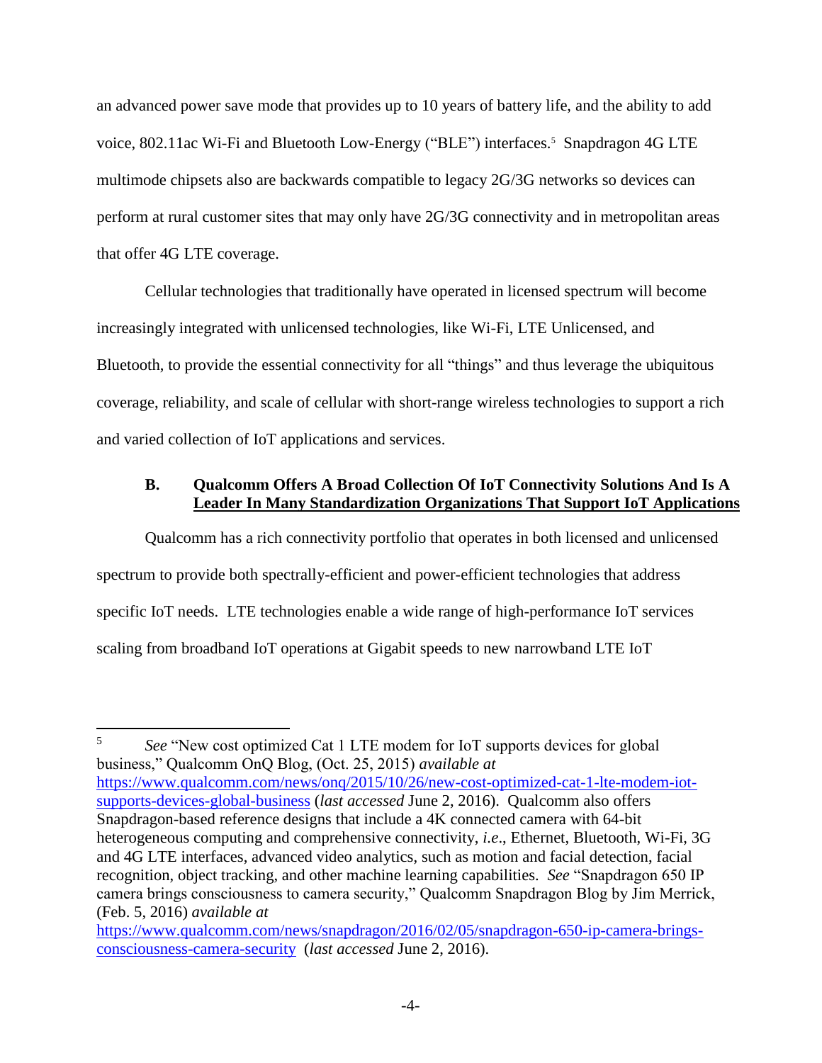an advanced power save mode that provides up to 10 years of battery life, and the ability to add voice, 802.11ac Wi-Fi and Bluetooth Low-Energy ("BLE") interfaces.[5] Snapdragon 4G LTE multimode chipsets also are backwards compatible to legacy 2G/3G networks so devices can perform at rural customer sites that may only have 2G/3G connectivity and in metropolitan areas that offer 4G LTE coverage.

Cellular technologies that traditionally have operated in licensed spectrum will become increasingly integrated with unlicensed technologies, like Wi-Fi, LTE Unlicensed, and Bluetooth, to provide the essential connectivity for all "things" and thus leverage the ubiquitous coverage, reliability, and scale of cellular with short-range wireless technologies to support a rich and varied collection of IoT applications and services.

### B. Qualcomm Offers A Broad Collection Of IoT Connectivity Solutions And Is A Leader In Many Standardization Organizations That Support IoT Applications

Qualcomm has a rich connectivity portfolio that operates in both licensed and unlicensed spectrum to provide both spectrally-efficient and power-efficient technologies that address specific IoT needs. LTE technologies enable a wide range of high-performance IoT services scaling from broadband IoT operations at Gigabit speeds to new narrowband LTE IoT

---

[5] *See* "New cost optimized Cat 1 LTE modem for IoT supports devices for global business," Qualcomm OnQ Blog, (Oct. 25, 2015) *available at* https://www.qualcomm.com/news/onq/2015/10/26/new-cost-optimized-cat-1-lte-modem-iot-supports-devices-global-business (*last accessed* June 2, 2016). Qualcomm also offers Snapdragon-based reference designs that include a 4K connected camera with 64-bit heterogeneous computing and comprehensive connectivity, *i.e*., Ethernet, Bluetooth, Wi-Fi, 3G and 4G LTE interfaces, advanced video analytics, such as motion and facial detection, facial recognition, object tracking, and other machine learning capabilities. *See* "Snapdragon 650 IP camera brings consciousness to camera security," Qualcomm Snapdragon Blog by Jim Merrick, (Feb. 5, 2016) *available at* https://www.qualcomm.com/news/snapdragon/2016/02/05/snapdragon-650-ip-camera-brings-consciousness-camera-security (*last accessed* June 2, 2016).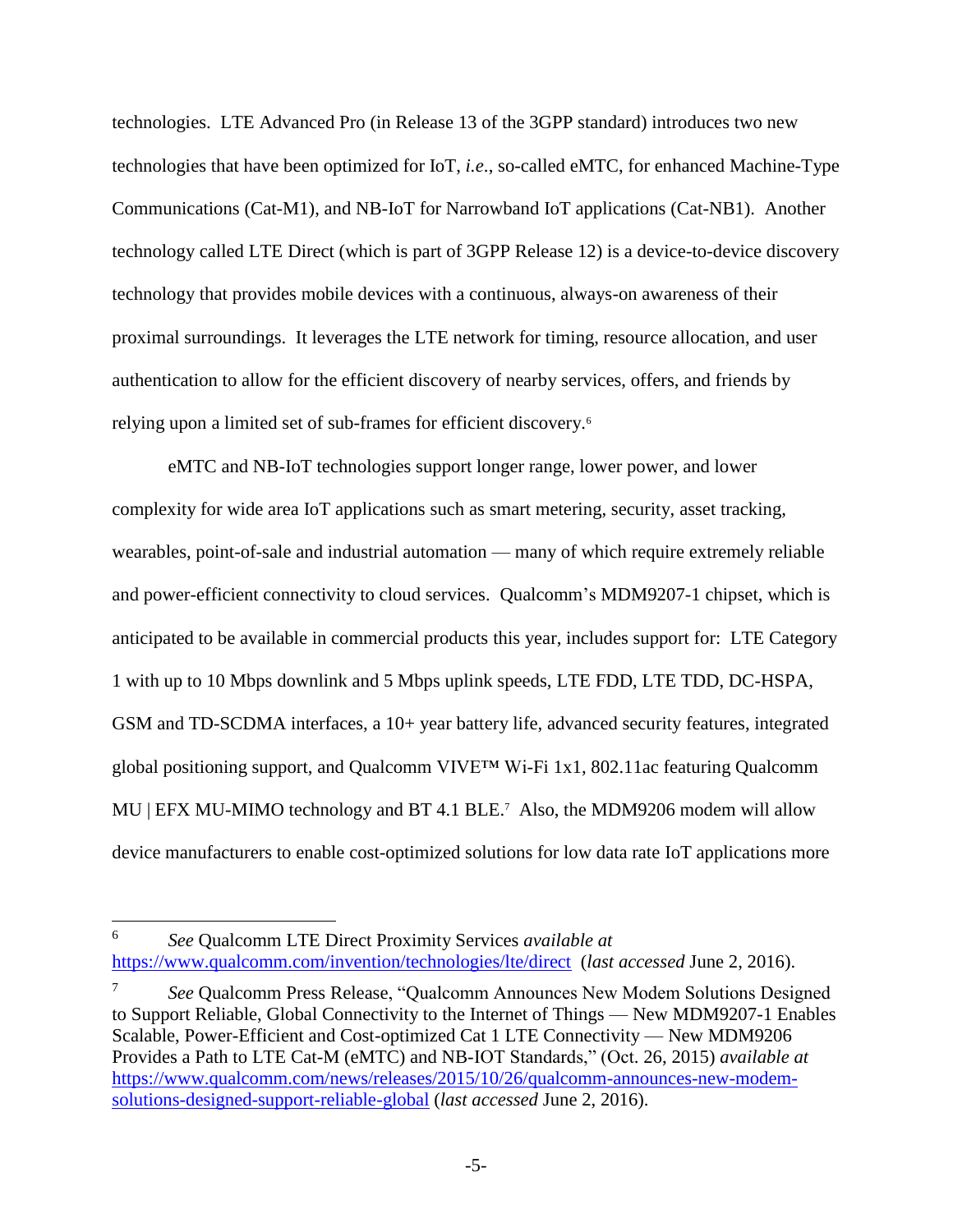technologies. LTE Advanced Pro (in Release 13 of the 3GPP standard) introduces two new technologies that have been optimized for IoT, *i.e.*, so-called eMTC, for enhanced Machine-Type Communications (Cat-M1), and NB-IoT for Narrowband IoT applications (Cat-NB1). Another technology called LTE Direct (which is part of 3GPP Release 12) is a device-to-device discovery technology that provides mobile devices with a continuous, always-on awareness of their proximal surroundings. It leverages the LTE network for timing, resource allocation, and user authentication to allow for the efficient discovery of nearby services, offers, and friends by relying upon a limited set of sub-frames for efficient discovery.[6]

eMTC and NB-IoT technologies support longer range, lower power, and lower complexity for wide area IoT applications such as smart metering, security, asset tracking, wearables, point-of-sale and industrial automation — many of which require extremely reliable and power-efficient connectivity to cloud services. Qualcomm's MDM9207-1 chipset, which is anticipated to be available in commercial products this year, includes support for: LTE Category 1 with up to 10 Mbps downlink and 5 Mbps uplink speeds, LTE FDD, LTE TDD, DC-HSPA, GSM and TD-SCDMA interfaces, a 10+ year battery life, advanced security features, integrated global positioning support, and Qualcomm VIVE™ Wi-Fi 1x1, 802.11ac featuring Qualcomm MU | EFX MU-MIMO technology and BT 4.1 BLE.[7] Also, the MDM9206 modem will allow device manufacturers to enable cost-optimized solutions for low data rate IoT applications more

---

[6] *See* Qualcomm LTE Direct Proximity Services *available at* https://www.qualcomm.com/invention/technologies/lte/direct (*last accessed* June 2, 2016).

[7] *See* Qualcomm Press Release, "Qualcomm Announces New Modem Solutions Designed to Support Reliable, Global Connectivity to the Internet of Things — New MDM9207-1 Enables Scalable, Power-Efficient and Cost-optimized Cat 1 LTE Connectivity — New MDM9206 Provides a Path to LTE Cat-M (eMTC) and NB-IOT Standards," (Oct. 26, 2015) *available at* https://www.qualcomm.com/news/releases/2015/10/26/qualcomm-announces-new-modem-solutions-designed-support-reliable-global (*last accessed* June 2, 2016).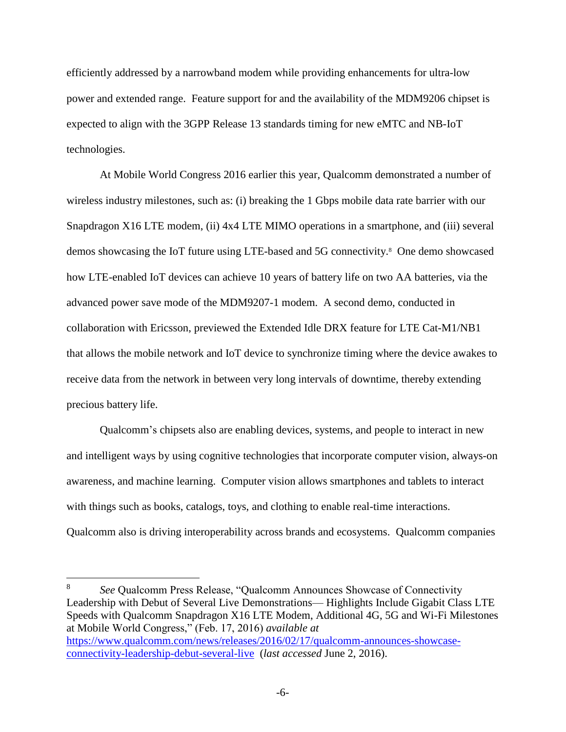efficiently addressed by a narrowband modem while providing enhancements for ultra-low power and extended range. Feature support for and the availability of the MDM9206 chipset is expected to align with the 3GPP Release 13 standards timing for new eMTC and NB-IoT technologies.

At Mobile World Congress 2016 earlier this year, Qualcomm demonstrated a number of wireless industry milestones, such as: (i) breaking the 1 Gbps mobile data rate barrier with our Snapdragon X16 LTE modem, (ii) 4x4 LTE MIMO operations in a smartphone, and (iii) several demos showcasing the IoT future using LTE-based and 5G connectivity.[8] One demo showcased how LTE-enabled IoT devices can achieve 10 years of battery life on two AA batteries, via the advanced power save mode of the MDM9207-1 modem. A second demo, conducted in collaboration with Ericsson, previewed the Extended Idle DRX feature for LTE Cat-M1/NB1 that allows the mobile network and IoT device to synchronize timing where the device awakes to receive data from the network in between very long intervals of downtime, thereby extending precious battery life.

Qualcomm's chipsets also are enabling devices, systems, and people to interact in new and intelligent ways by using cognitive technologies that incorporate computer vision, always-on awareness, and machine learning. Computer vision allows smartphones and tablets to interact with things such as books, catalogs, toys, and clothing to enable real-time interactions. Qualcomm also is driving interoperability across brands and ecosystems. Qualcomm companies

---

[8] *See* Qualcomm Press Release, "Qualcomm Announces Showcase of Connectivity Leadership with Debut of Several Live Demonstrations— Highlights Include Gigabit Class LTE Speeds with Qualcomm Snapdragon X16 LTE Modem, Additional 4G, 5G and Wi-Fi Milestones at Mobile World Congress," (Feb. 17, 2016) *available at* https://www.qualcomm.com/news/releases/2016/02/17/qualcomm-announces-showcase-connectivity-leadership-debut-several-live (*last accessed* June 2, 2016).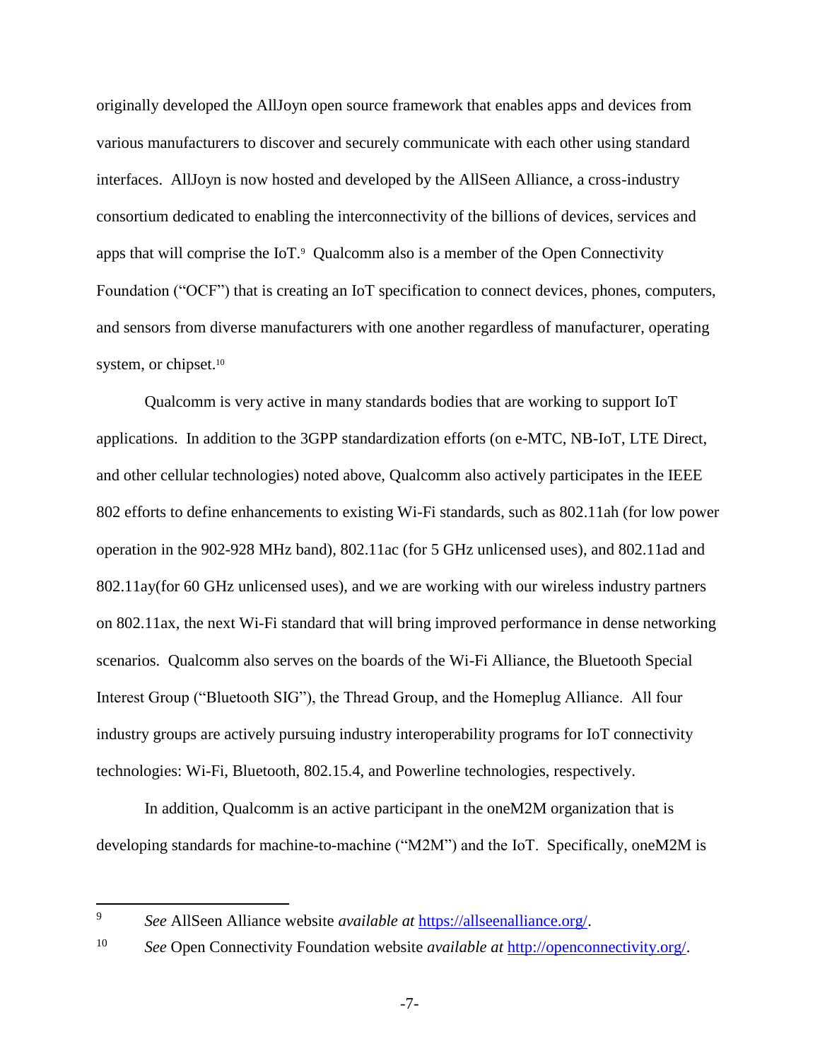originally developed the AllJoyn open source framework that enables apps and devices from various manufacturers to discover and securely communicate with each other using standard interfaces. AllJoyn is now hosted and developed by the AllSeen Alliance, a cross-industry consortium dedicated to enabling the interconnectivity of the billions of devices, services and apps that will comprise the IoT.[9] Qualcomm also is a member of the Open Connectivity Foundation ("OCF") that is creating an IoT specification to connect devices, phones, computers, and sensors from diverse manufacturers with one another regardless of manufacturer, operating system, or chipset.[10]

Qualcomm is very active in many standards bodies that are working to support IoT applications. In addition to the 3GPP standardization efforts (on e-MTC, NB-IoT, LTE Direct, and other cellular technologies) noted above, Qualcomm also actively participates in the IEEE 802 efforts to define enhancements to existing Wi-Fi standards, such as 802.11ah (for low power operation in the 902-928 MHz band), 802.11ac (for 5 GHz unlicensed uses), and 802.11ad and 802.11ay(for 60 GHz unlicensed uses), and we are working with our wireless industry partners on 802.11ax, the next Wi-Fi standard that will bring improved performance in dense networking scenarios. Qualcomm also serves on the boards of the Wi-Fi Alliance, the Bluetooth Special Interest Group ("Bluetooth SIG"), the Thread Group, and the Homeplug Alliance. All four industry groups are actively pursuing industry interoperability programs for IoT connectivity technologies: Wi-Fi, Bluetooth, 802.15.4, and Powerline technologies, respectively.

In addition, Qualcomm is an active participant in the oneM2M organization that is developing standards for machine-to-machine ("M2M") and the IoT. Specifically, oneM2M is

---

[9] *See* AllSeen Alliance website *available at* https://allseenalliance.org/.

[10] *See* Open Connectivity Foundation website *available at* http://openconnectivity.org/.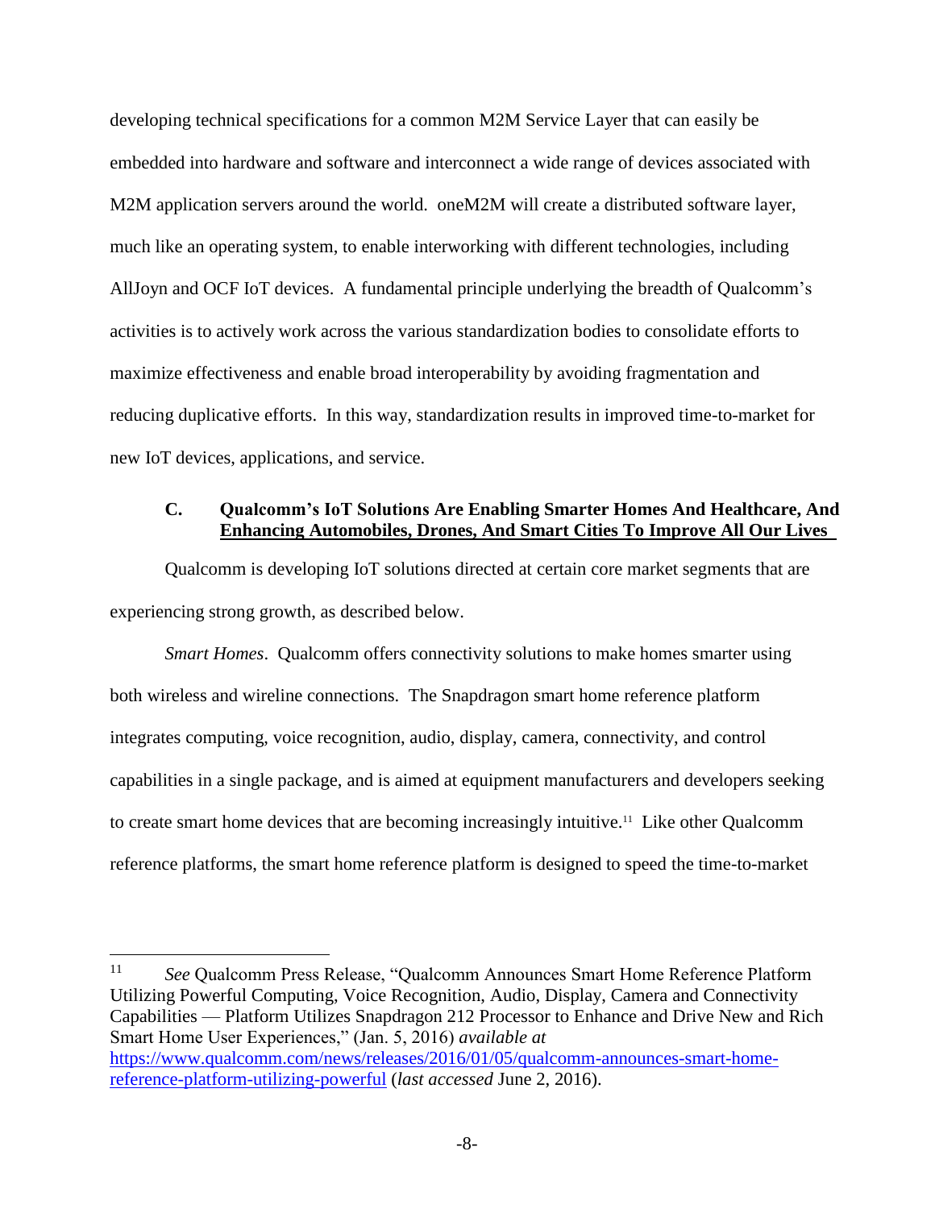developing technical specifications for a common M2M Service Layer that can easily be embedded into hardware and software and interconnect a wide range of devices associated with M2M application servers around the world. oneM2M will create a distributed software layer, much like an operating system, to enable interworking with different technologies, including AllJoyn and OCF IoT devices. A fundamental principle underlying the breadth of Qualcomm's activities is to actively work across the various standardization bodies to consolidate efforts to maximize effectiveness and enable broad interoperability by avoiding fragmentation and reducing duplicative efforts. In this way, standardization results in improved time-to-market for new IoT devices, applications, and service.

### C. Qualcomm's IoT Solutions Are Enabling Smarter Homes And Healthcare, And Enhancing Automobiles, Drones, And Smart Cities To Improve All Our Lives

Qualcomm is developing IoT solutions directed at certain core market segments that are experiencing strong growth, as described below.

*Smart Homes*. Qualcomm offers connectivity solutions to make homes smarter using both wireless and wireline connections. The Snapdragon smart home reference platform integrates computing, voice recognition, audio, display, camera, connectivity, and control capabilities in a single package, and is aimed at equipment manufacturers and developers seeking to create smart home devices that are becoming increasingly intuitive.[11] Like other Qualcomm reference platforms, the smart home reference platform is designed to speed the time-to-market

---

[11] *See* Qualcomm Press Release, "Qualcomm Announces Smart Home Reference Platform Utilizing Powerful Computing, Voice Recognition, Audio, Display, Camera and Connectivity Capabilities — Platform Utilizes Snapdragon 212 Processor to Enhance and Drive New and Rich Smart Home User Experiences," (Jan. 5, 2016) *available at* https://www.qualcomm.com/news/releases/2016/01/05/qualcomm-announces-smart-home-reference-platform-utilizing-powerful (*last accessed* June 2, 2016).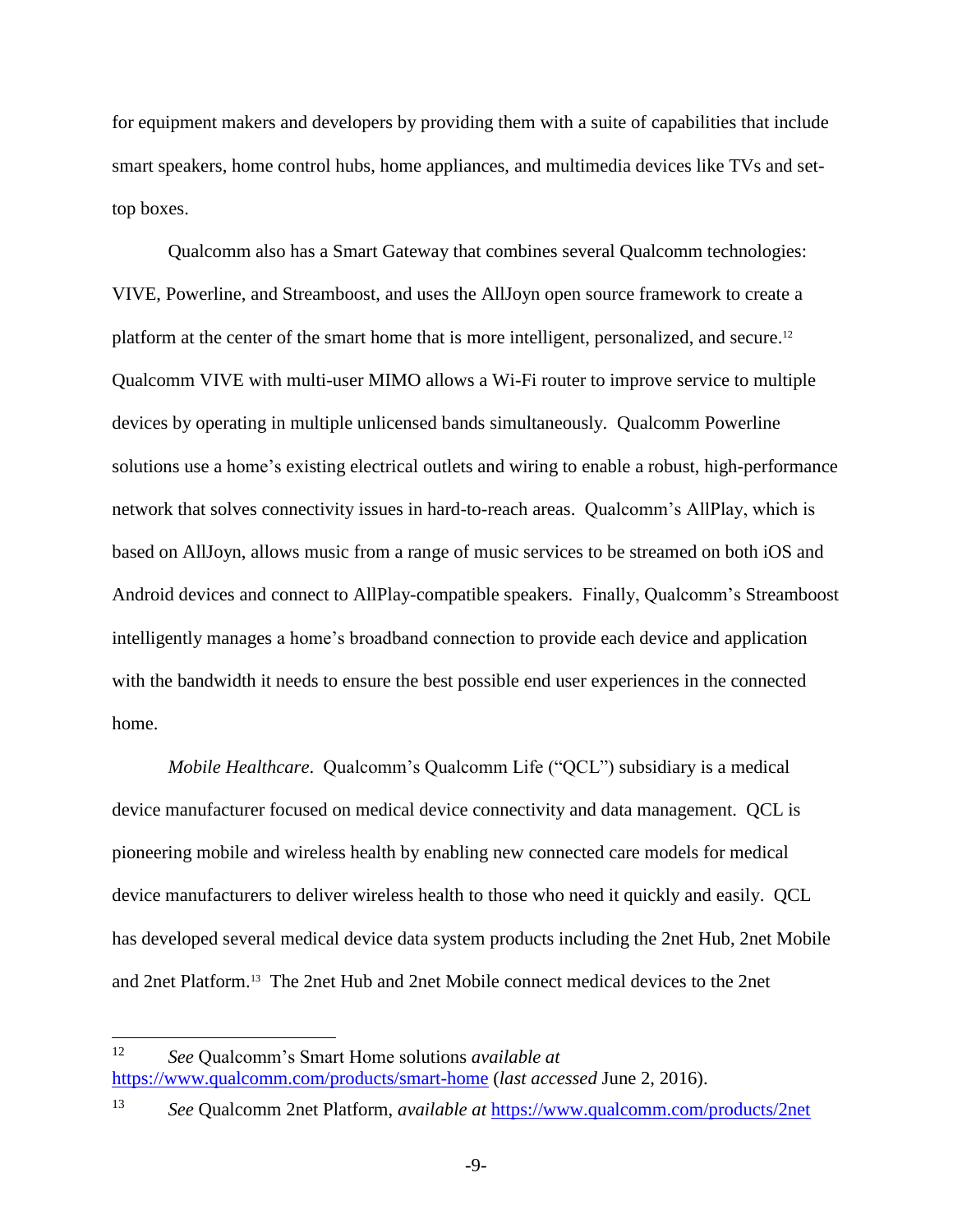for equipment makers and developers by providing them with a suite of capabilities that include smart speakers, home control hubs, home appliances, and multimedia devices like TVs and set-top boxes.

Qualcomm also has a Smart Gateway that combines several Qualcomm technologies: VIVE, Powerline, and Streamboost, and uses the AllJoyn open source framework to create a platform at the center of the smart home that is more intelligent, personalized, and secure.[12] Qualcomm VIVE with multi-user MIMO allows a Wi-Fi router to improve service to multiple devices by operating in multiple unlicensed bands simultaneously. Qualcomm Powerline solutions use a home's existing electrical outlets and wiring to enable a robust, high-performance network that solves connectivity issues in hard-to-reach areas. Qualcomm's AllPlay, which is based on AllJoyn, allows music from a range of music services to be streamed on both iOS and Android devices and connect to AllPlay-compatible speakers. Finally, Qualcomm's Streamboost intelligently manages a home's broadband connection to provide each device and application with the bandwidth it needs to ensure the best possible end user experiences in the connected home.

*Mobile Healthcare*. Qualcomm's Qualcomm Life ("QCL") subsidiary is a medical device manufacturer focused on medical device connectivity and data management. QCL is pioneering mobile and wireless health by enabling new connected care models for medical device manufacturers to deliver wireless health to those who need it quickly and easily. QCL has developed several medical device data system products including the 2net Hub, 2net Mobile and 2net Platform.[13] The 2net Hub and 2net Mobile connect medical devices to the 2net

---

[12] *See* Qualcomm's Smart Home solutions *available at* https://www.qualcomm.com/products/smart-home (*last accessed* June 2, 2016).

[13] *See* Qualcomm 2net Platform, *available at* https://www.qualcomm.com/products/2net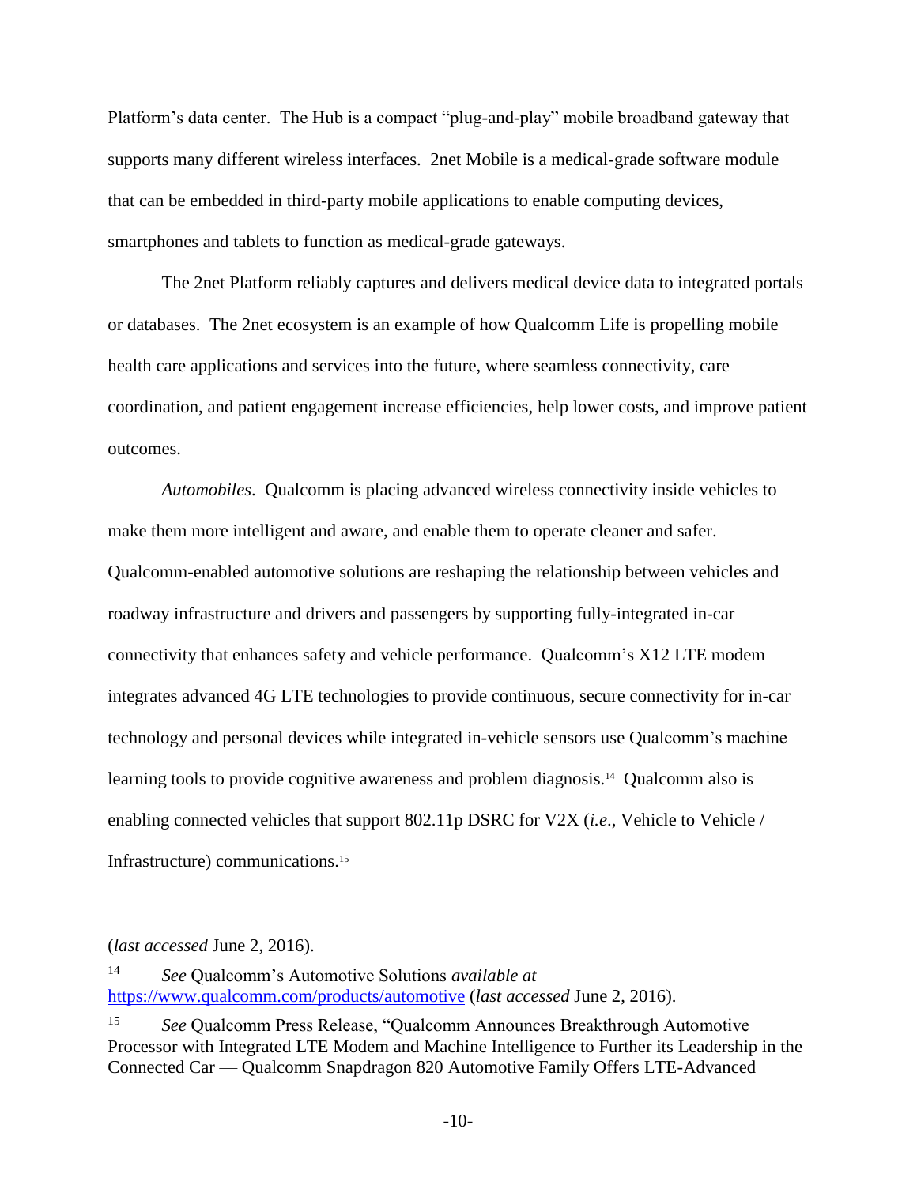Platform's data center. The Hub is a compact "plug-and-play" mobile broadband gateway that supports many different wireless interfaces. 2net Mobile is a medical-grade software module that can be embedded in third-party mobile applications to enable computing devices, smartphones and tablets to function as medical-grade gateways.

The 2net Platform reliably captures and delivers medical device data to integrated portals or databases. The 2net ecosystem is an example of how Qualcomm Life is propelling mobile health care applications and services into the future, where seamless connectivity, care coordination, and patient engagement increase efficiencies, help lower costs, and improve patient outcomes.

*Automobiles*. Qualcomm is placing advanced wireless connectivity inside vehicles to make them more intelligent and aware, and enable them to operate cleaner and safer. Qualcomm-enabled automotive solutions are reshaping the relationship between vehicles and roadway infrastructure and drivers and passengers by supporting fully-integrated in-car connectivity that enhances safety and vehicle performance. Qualcomm's X12 LTE modem integrates advanced 4G LTE technologies to provide continuous, secure connectivity for in-car technology and personal devices while integrated in-vehicle sensors use Qualcomm's machine learning tools to provide cognitive awareness and problem diagnosis.[14] Qualcomm also is enabling connected vehicles that support 802.11p DSRC for V2X (*i.e.*, Vehicle to Vehicle / Infrastructure) communications.[15]

---

(*last accessed* June 2, 2016).

[14] *See* Qualcomm's Automotive Solutions *available at* https://www.qualcomm.com/products/automotive (*last accessed* June 2, 2016).

[15] *See* Qualcomm Press Release, "Qualcomm Announces Breakthrough Automotive Processor with Integrated LTE Modem and Machine Intelligence to Further its Leadership in the Connected Car — Qualcomm Snapdragon 820 Automotive Family Offers LTE-Advanced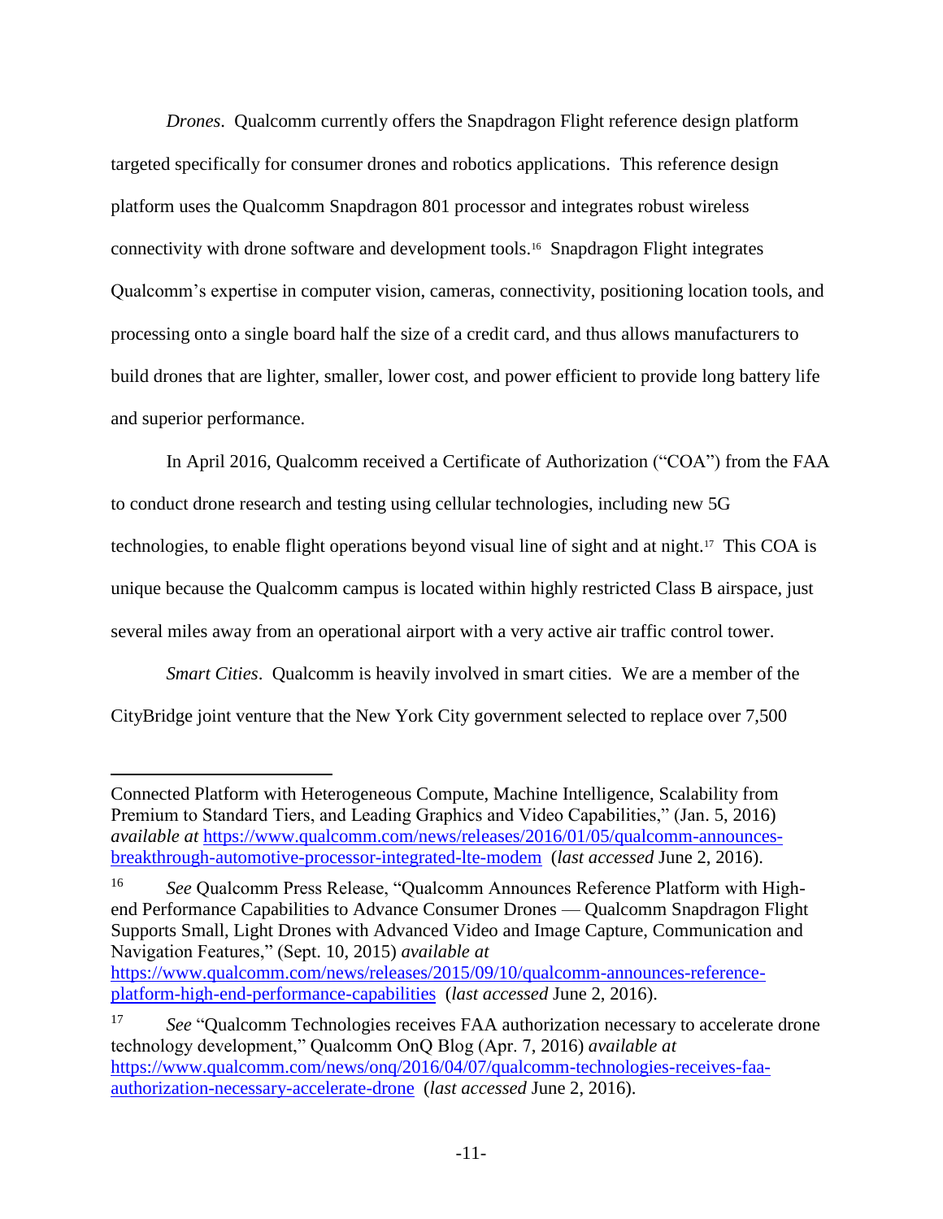*Drones*. Qualcomm currently offers the Snapdragon Flight reference design platform targeted specifically for consumer drones and robotics applications. This reference design platform uses the Qualcomm Snapdragon 801 processor and integrates robust wireless connectivity with drone software and development tools.[16] Snapdragon Flight integrates Qualcomm's expertise in computer vision, cameras, connectivity, positioning location tools, and processing onto a single board half the size of a credit card, and thus allows manufacturers to build drones that are lighter, smaller, lower cost, and power efficient to provide long battery life and superior performance.

In April 2016, Qualcomm received a Certificate of Authorization ("COA") from the FAA to conduct drone research and testing using cellular technologies, including new 5G technologies, to enable flight operations beyond visual line of sight and at night.[17] This COA is unique because the Qualcomm campus is located within highly restricted Class B airspace, just several miles away from an operational airport with a very active air traffic control tower.

*Smart Cities*. Qualcomm is heavily involved in smart cities. We are a member of the CityBridge joint venture that the New York City government selected to replace over 7,500

---

Connected Platform with Heterogeneous Compute, Machine Intelligence, Scalability from Premium to Standard Tiers, and Leading Graphics and Video Capabilities," (Jan. 5, 2016) *available at* https://www.qualcomm.com/news/releases/2016/01/05/qualcomm-announces-breakthrough-automotive-processor-integrated-lte-modem (*last accessed* June 2, 2016).

[16] *See* Qualcomm Press Release, "Qualcomm Announces Reference Platform with High-end Performance Capabilities to Advance Consumer Drones — Qualcomm Snapdragon Flight Supports Small, Light Drones with Advanced Video and Image Capture, Communication and Navigation Features," (Sept. 10, 2015) *available at* https://www.qualcomm.com/news/releases/2015/09/10/qualcomm-announces-reference-platform-high-end-performance-capabilities (*last accessed* June 2, 2016).

[17] *See* "Qualcomm Technologies receives FAA authorization necessary to accelerate drone technology development," Qualcomm OnQ Blog (Apr. 7, 2016) *available at* https://www.qualcomm.com/news/onq/2016/04/07/qualcomm-technologies-receives-faa-authorization-necessary-accelerate-drone (*last accessed* June 2, 2016).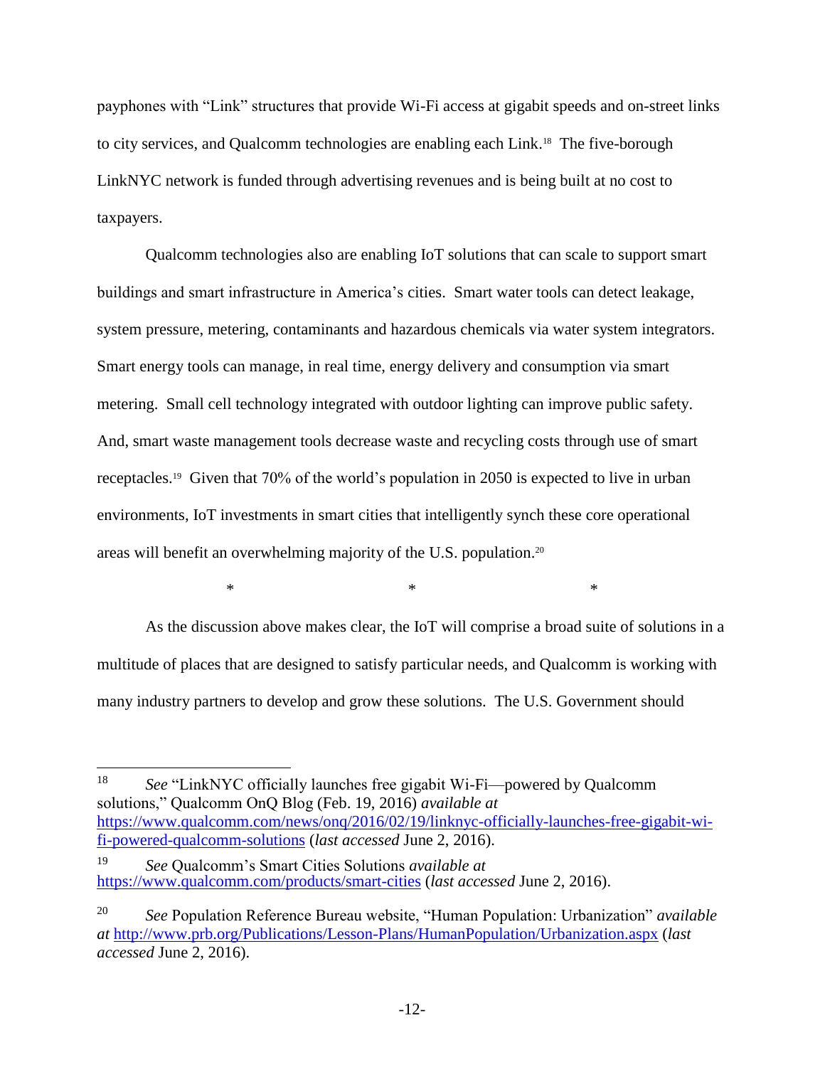payphones with "Link" structures that provide Wi-Fi access at gigabit speeds and on-street links to city services, and Qualcomm technologies are enabling each Link.[18] The five-borough LinkNYC network is funded through advertising revenues and is being built at no cost to taxpayers.

Qualcomm technologies also are enabling IoT solutions that can scale to support smart buildings and smart infrastructure in America's cities. Smart water tools can detect leakage, system pressure, metering, contaminants and hazardous chemicals via water system integrators. Smart energy tools can manage, in real time, energy delivery and consumption via smart metering. Small cell technology integrated with outdoor lighting can improve public safety. And, smart waste management tools decrease waste and recycling costs through use of smart receptacles.[19] Given that 70% of the world's population in 2050 is expected to live in urban environments, IoT investments in smart cities that intelligently synch these core operational areas will benefit an overwhelming majority of the U.S. population.[20]

\* \* \*

As the discussion above makes clear, the IoT will comprise a broad suite of solutions in a multitude of places that are designed to satisfy particular needs, and Qualcomm is working with many industry partners to develop and grow these solutions. The U.S. Government should

---

[18] *See* "LinkNYC officially launches free gigabit Wi-Fi—powered by Qualcomm solutions," Qualcomm OnQ Blog (Feb. 19, 2016) *available at* https://www.qualcomm.com/news/onq/2016/02/19/linknyc-officially-launches-free-gigabit-wi-fi-powered-qualcomm-solutions (*last accessed* June 2, 2016).

[19] *See* Qualcomm's Smart Cities Solutions *available at* https://www.qualcomm.com/products/smart-cities (*last accessed* June 2, 2016).

[20] *See* Population Reference Bureau website, "Human Population: Urbanization" *available at* http://www.prb.org/Publications/Lesson-Plans/HumanPopulation/Urbanization.aspx (*last accessed* June 2, 2016).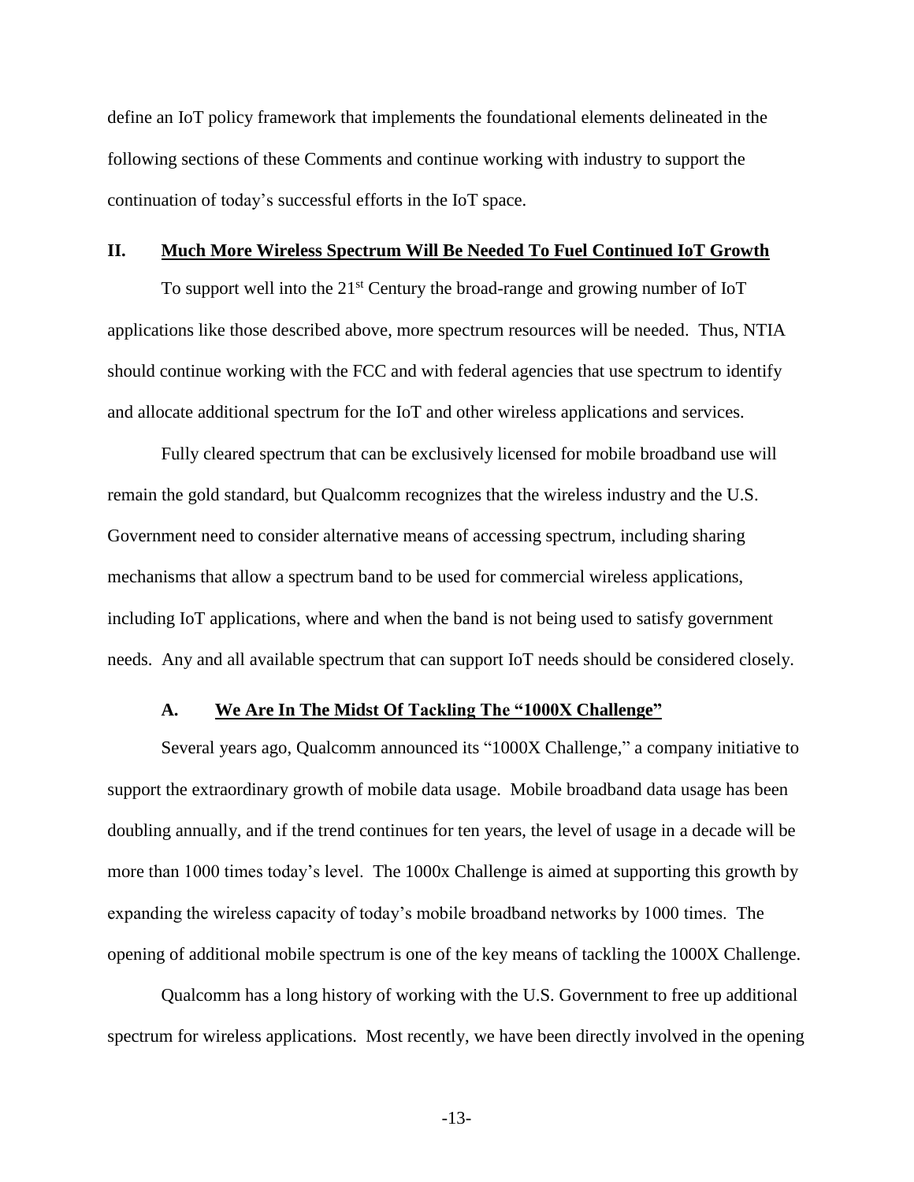define an IoT policy framework that implements the foundational elements delineated in the following sections of these Comments and continue working with industry to support the continuation of today's successful efforts in the IoT space.

## II. Much More Wireless Spectrum Will Be Needed To Fuel Continued IoT Growth

To support well into the 21st Century the broad-range and growing number of IoT applications like those described above, more spectrum resources will be needed. Thus, NTIA should continue working with the FCC and with federal agencies that use spectrum to identify and allocate additional spectrum for the IoT and other wireless applications and services.

Fully cleared spectrum that can be exclusively licensed for mobile broadband use will remain the gold standard, but Qualcomm recognizes that the wireless industry and the U.S. Government need to consider alternative means of accessing spectrum, including sharing mechanisms that allow a spectrum band to be used for commercial wireless applications, including IoT applications, where and when the band is not being used to satisfy government needs. Any and all available spectrum that can support IoT needs should be considered closely.

### A. We Are In The Midst Of Tackling The "1000X Challenge"

Several years ago, Qualcomm announced its "1000X Challenge," a company initiative to support the extraordinary growth of mobile data usage. Mobile broadband data usage has been doubling annually, and if the trend continues for ten years, the level of usage in a decade will be more than 1000 times today's level. The 1000x Challenge is aimed at supporting this growth by expanding the wireless capacity of today's mobile broadband networks by 1000 times. The opening of additional mobile spectrum is one of the key means of tackling the 1000X Challenge.

Qualcomm has a long history of working with the U.S. Government to free up additional spectrum for wireless applications. Most recently, we have been directly involved in the opening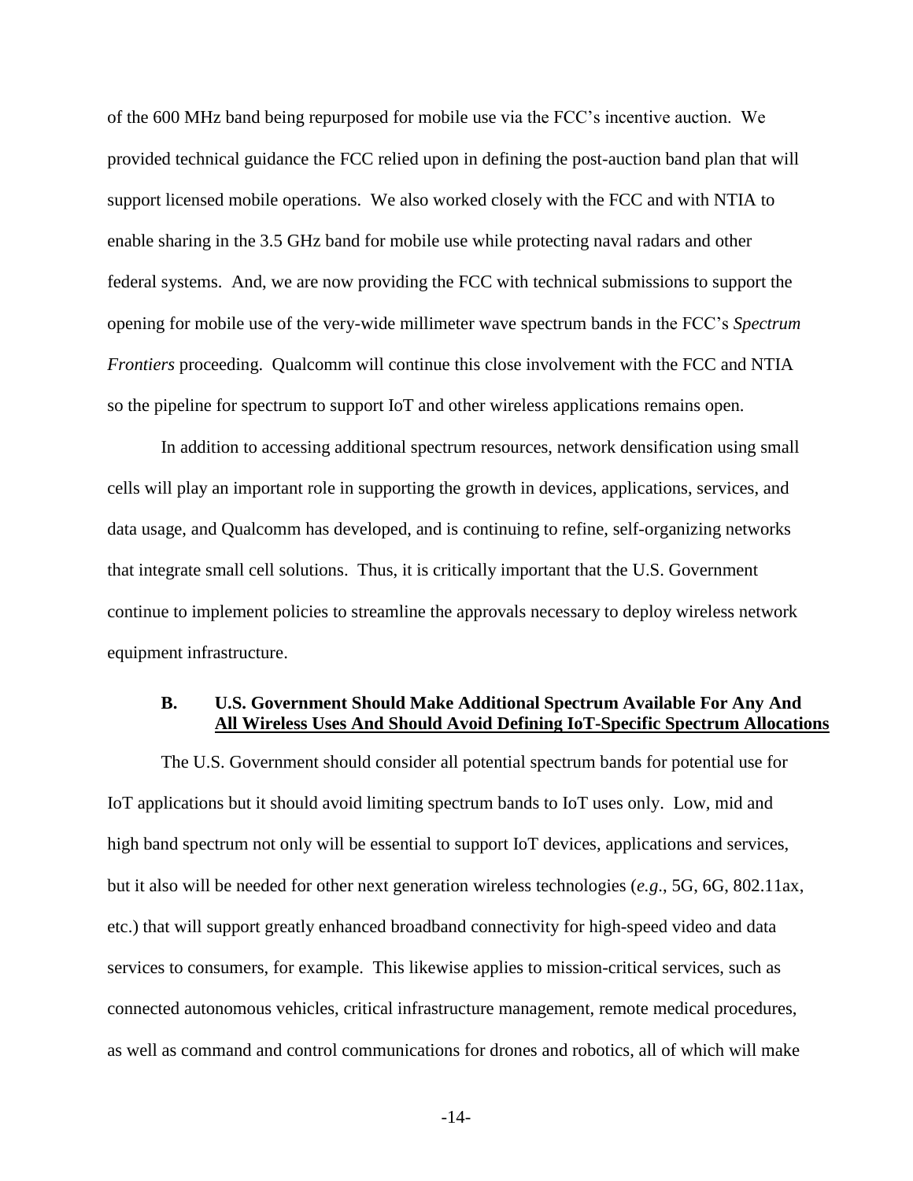of the 600 MHz band being repurposed for mobile use via the FCC's incentive auction. We provided technical guidance the FCC relied upon in defining the post-auction band plan that will support licensed mobile operations. We also worked closely with the FCC and with NTIA to enable sharing in the 3.5 GHz band for mobile use while protecting naval radars and other federal systems. And, we are now providing the FCC with technical submissions to support the opening for mobile use of the very-wide millimeter wave spectrum bands in the FCC's *Spectrum Frontiers* proceeding. Qualcomm will continue this close involvement with the FCC and NTIA so the pipeline for spectrum to support IoT and other wireless applications remains open.

In addition to accessing additional spectrum resources, network densification using small cells will play an important role in supporting the growth in devices, applications, services, and data usage, and Qualcomm has developed, and is continuing to refine, self-organizing networks that integrate small cell solutions. Thus, it is critically important that the U.S. Government continue to implement policies to streamline the approvals necessary to deploy wireless network equipment infrastructure.

### B. U.S. Government Should Make Additional Spectrum Available For Any And All Wireless Uses And Should Avoid Defining IoT-Specific Spectrum Allocations

The U.S. Government should consider all potential spectrum bands for potential use for IoT applications but it should avoid limiting spectrum bands to IoT uses only. Low, mid and high band spectrum not only will be essential to support IoT devices, applications and services, but it also will be needed for other next generation wireless technologies (*e.g.*, 5G, 6G, 802.11ax, etc.) that will support greatly enhanced broadband connectivity for high-speed video and data services to consumers, for example. This likewise applies to mission-critical services, such as connected autonomous vehicles, critical infrastructure management, remote medical procedures, as well as command and control communications for drones and robotics, all of which will make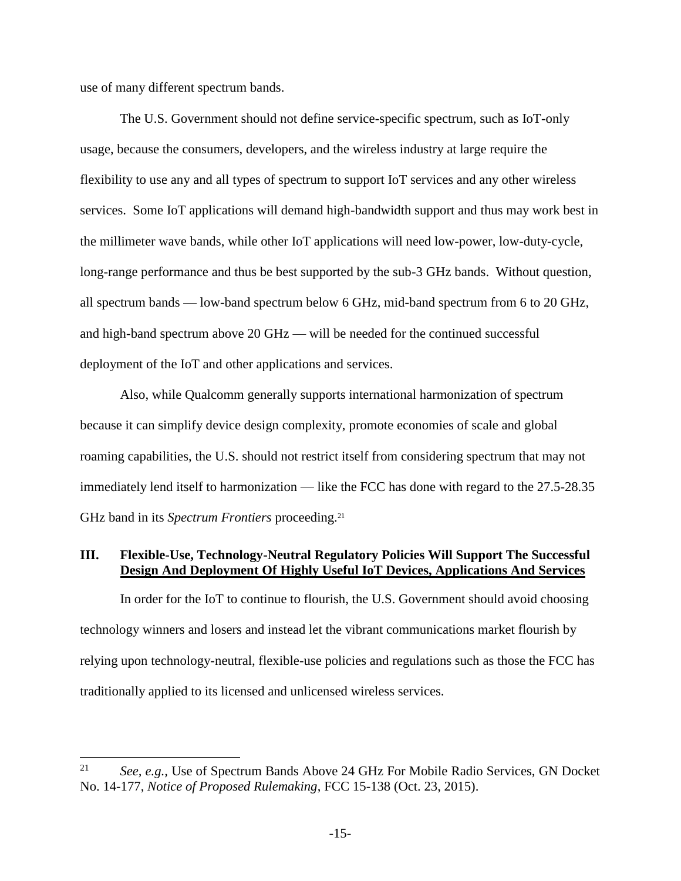use of many different spectrum bands.

The U.S. Government should not define service-specific spectrum, such as IoT-only usage, because the consumers, developers, and the wireless industry at large require the flexibility to use any and all types of spectrum to support IoT services and any other wireless services. Some IoT applications will demand high-bandwidth support and thus may work best in the millimeter wave bands, while other IoT applications will need low-power, low-duty-cycle, long-range performance and thus be best supported by the sub-3 GHz bands. Without question, all spectrum bands — low-band spectrum below 6 GHz, mid-band spectrum from 6 to 20 GHz, and high-band spectrum above 20 GHz — will be needed for the continued successful deployment of the IoT and other applications and services.

Also, while Qualcomm generally supports international harmonization of spectrum because it can simplify device design complexity, promote economies of scale and global roaming capabilities, the U.S. should not restrict itself from considering spectrum that may not immediately lend itself to harmonization — like the FCC has done with regard to the 27.5-28.35 GHz band in its *Spectrum Frontiers* proceeding.[21]

## III. Flexible-Use, Technology-Neutral Regulatory Policies Will Support The Successful Design And Deployment Of Highly Useful IoT Devices, Applications And Services

In order for the IoT to continue to flourish, the U.S. Government should avoid choosing technology winners and losers and instead let the vibrant communications market flourish by relying upon technology-neutral, flexible-use policies and regulations such as those the FCC has traditionally applied to its licensed and unlicensed wireless services.

---

[21] *See, e.g.*, Use of Spectrum Bands Above 24 GHz For Mobile Radio Services, GN Docket No. 14-177, *Notice of Proposed Rulemaking*, FCC 15-138 (Oct. 23, 2015).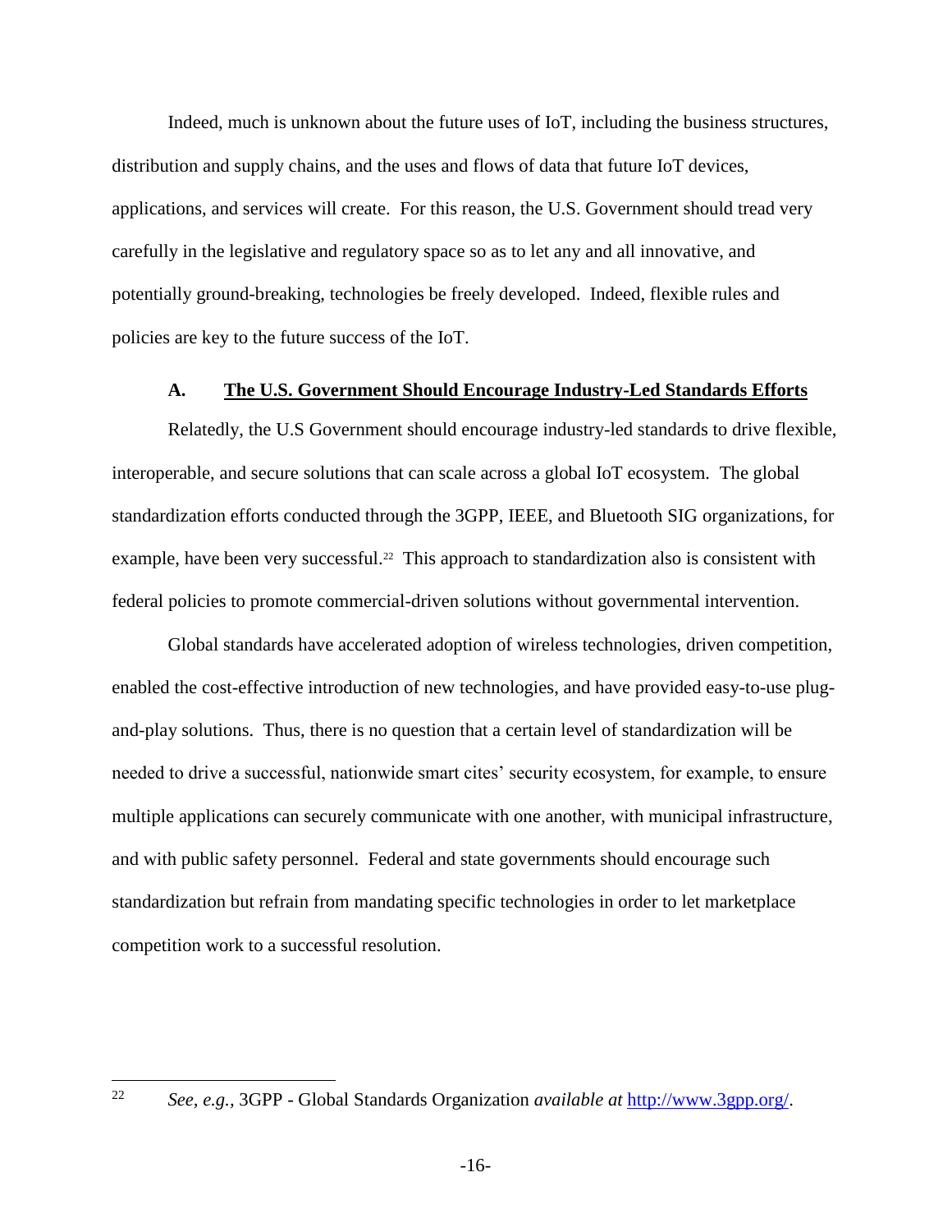Indeed, much is unknown about the future uses of IoT, including the business structures, distribution and supply chains, and the uses and flows of data that future IoT devices, applications, and services will create. For this reason, the U.S. Government should tread very carefully in the legislative and regulatory space so as to let any and all innovative, and potentially ground-breaking, technologies be freely developed. Indeed, flexible rules and policies are key to the future success of the IoT.

### A. <u>The U.S. Government Should Encourage Industry-Led Standards Efforts</u>

Relatedly, the U.S Government should encourage industry-led standards to drive flexible, interoperable, and secure solutions that can scale across a global IoT ecosystem. The global standardization efforts conducted through the 3GPP, IEEE, and Bluetooth SIG organizations, for example, have been very successful.[22] This approach to standardization also is consistent with federal policies to promote commercial-driven solutions without governmental intervention.

Global standards have accelerated adoption of wireless technologies, driven competition, enabled the cost-effective introduction of new technologies, and have provided easy-to-use plug-and-play solutions. Thus, there is no question that a certain level of standardization will be needed to drive a successful, nationwide smart cites' security ecosystem, for example, to ensure multiple applications can securely communicate with one another, with municipal infrastructure, and with public safety personnel. Federal and state governments should encourage such standardization but refrain from mandating specific technologies in order to let marketplace competition work to a successful resolution.

---

[22] *See, e.g.*, 3GPP - Global Standards Organization *available at* http://www.3gpp.org/.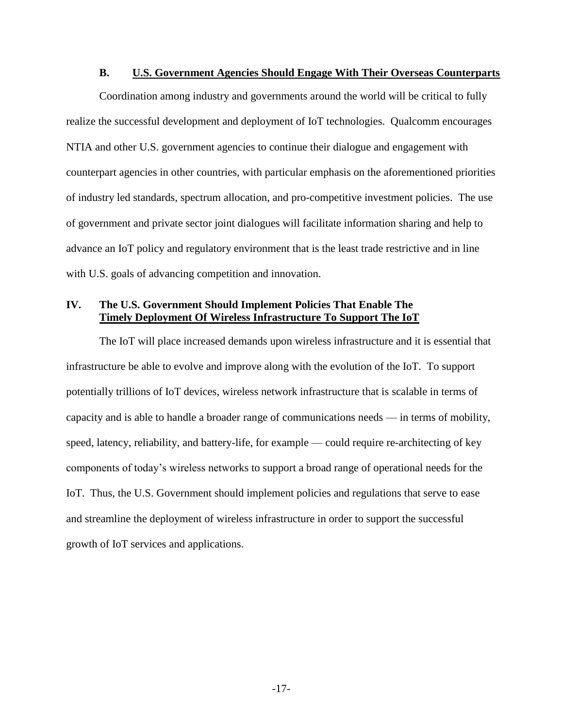### B. U.S. Government Agencies Should Engage With Their Overseas Counterparts

Coordination among industry and governments around the world will be critical to fully realize the successful development and deployment of IoT technologies. Qualcomm encourages NTIA and other U.S. government agencies to continue their dialogue and engagement with counterpart agencies in other countries, with particular emphasis on the aforementioned priorities of industry led standards, spectrum allocation, and pro-competitive investment policies. The use of government and private sector joint dialogues will facilitate information sharing and help to advance an IoT policy and regulatory environment that is the least trade restrictive and in line with U.S. goals of advancing competition and innovation.

## IV. The U.S. Government Should Implement Policies That Enable The Timely Deployment Of Wireless Infrastructure To Support The IoT

The IoT will place increased demands upon wireless infrastructure and it is essential that infrastructure be able to evolve and improve along with the evolution of the IoT. To support potentially trillions of IoT devices, wireless network infrastructure that is scalable in terms of capacity and is able to handle a broader range of communications needs — in terms of mobility, speed, latency, reliability, and battery-life, for example — could require re-architecting of key components of today's wireless networks to support a broad range of operational needs for the IoT. Thus, the U.S. Government should implement policies and regulations that serve to ease and streamline the deployment of wireless infrastructure in order to support the successful growth of IoT services and applications.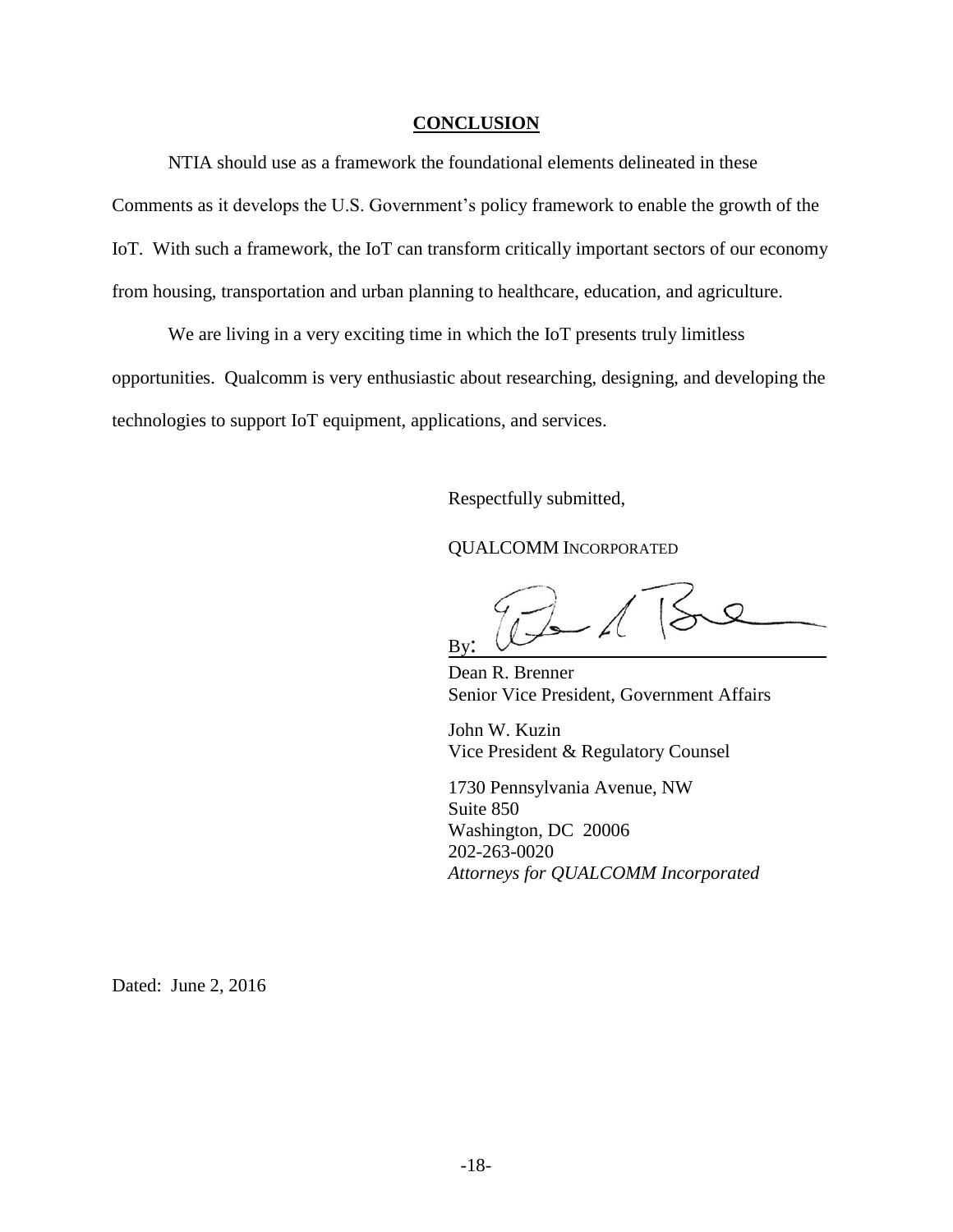## CONCLUSION

NTIA should use as a framework the foundational elements delineated in these Comments as it develops the U.S. Government's policy framework to enable the growth of the IoT. With such a framework, the IoT can transform critically important sectors of our economy from housing, transportation and urban planning to healthcare, education, and agriculture.

We are living in a very exciting time in which the IoT presents truly limitless opportunities. Qualcomm is very enthusiastic about researching, designing, and developing the technologies to support IoT equipment, applications, and services.

Respectfully submitted,

QUALCOMM INCORPORATED

By: ______________________

Dean R. Brenner
Senior Vice President, Government Affairs

John W. Kuzin
Vice President & Regulatory Counsel

1730 Pennsylvania Avenue, NW
Suite 850
Washington, DC 20006
202-263-0020
*Attorneys for QUALCOMM Incorporated*

Dated: June 2, 2016